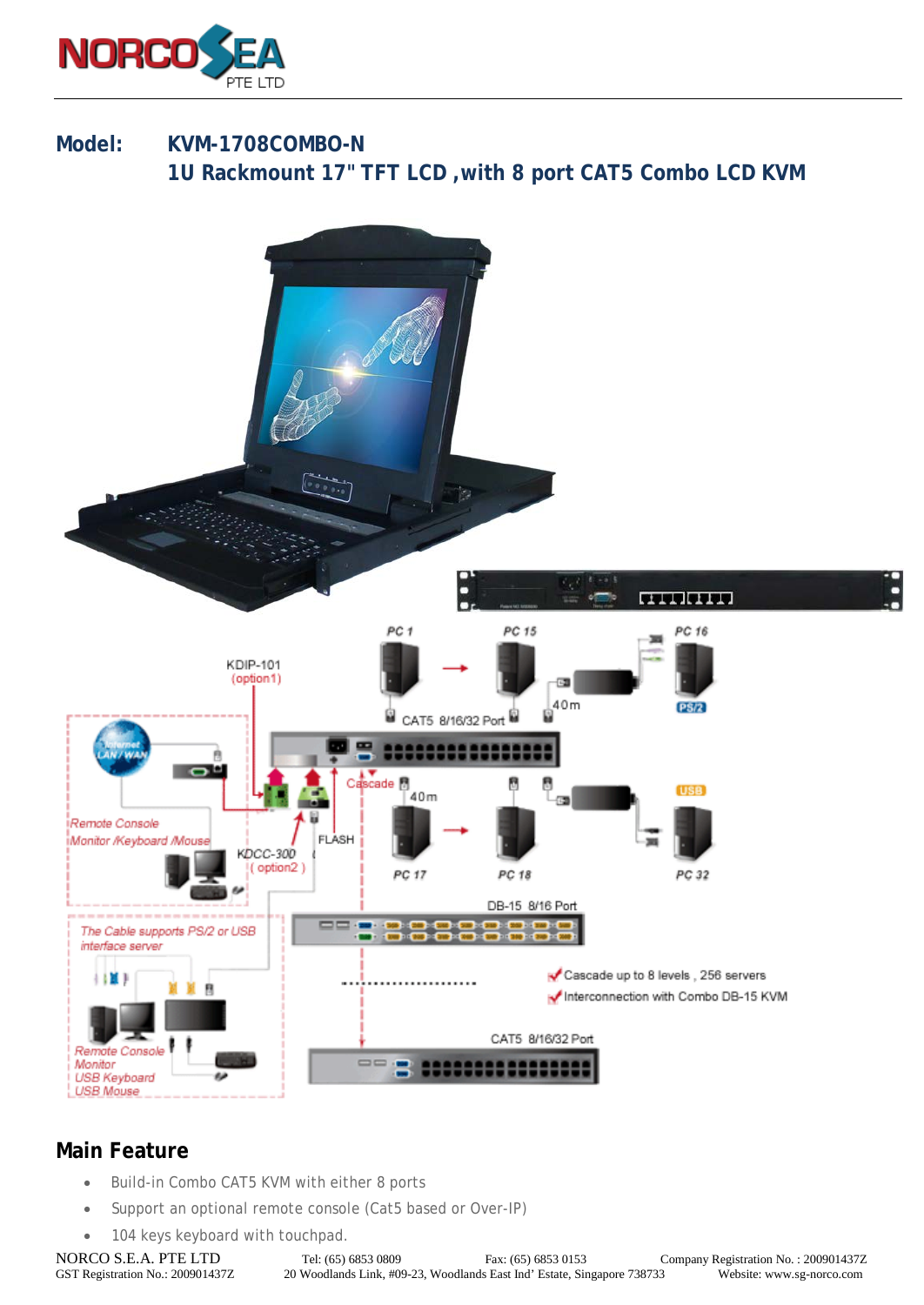**Model:** **KVM-1708COMBO-N**

**1U Rackmount 17" TFT LCD ,with 8 port CAT5 Combo LCD KVM**

## Main Feature

- Build-in Combo CAT5 KVM with either 8 ports
- Support an optional remote console (Cat5 based or Over-IP)
- 104 keys keyboard with touchpad.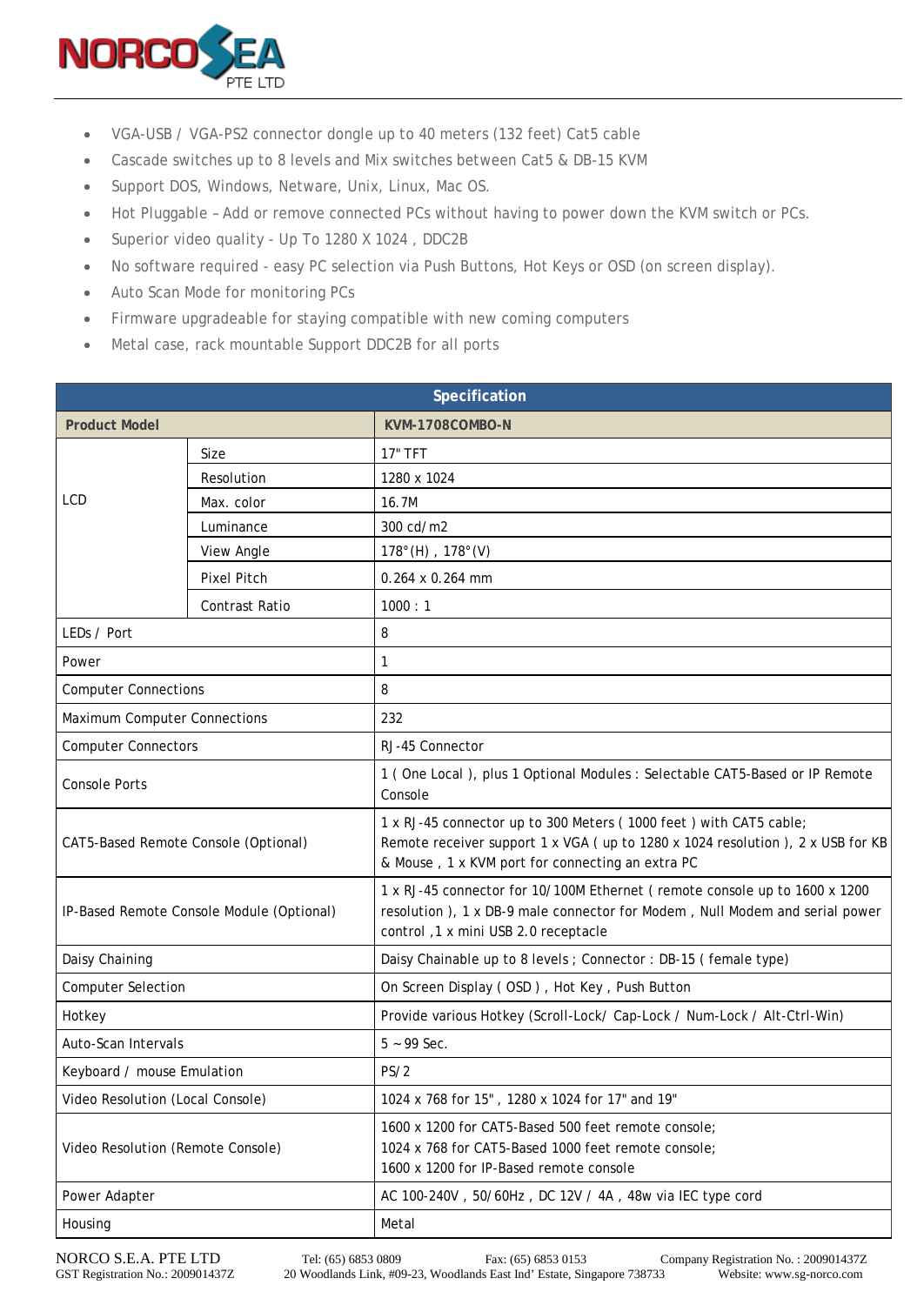- VGA-USB / VGA-PS2 connector dongle up to 40 meters (132 feet) Cat5 cable
- Cascade switches up to 8 levels and Mix switches between Cat5 & DB-15 KVM
- Support DOS, Windows, Netware, Unix, Linux, Mac OS.
- Hot Pluggable – Add or remove connected PCs without having to power down the KVM switch or PCs.
- Superior video quality - Up To 1280 X 1024 , DDC2B
- No software required - easy PC selection via Push Buttons, Hot Keys or OSD (on screen display).
- Auto Scan Mode for monitoring PCs
- Firmware upgradeable for staying compatible with new coming computers
- Metal case, rack mountable Support DDC2B for all ports

| Specification | | |
|---|---|---|
| **Product Model** | | **KVM-1708COMBO-N** |
| LCD | Size | 17" TFT |
| | Resolution | 1280 x 1024 |
| | Max. color | 16.7M |
| | Luminance | 300 cd/m2 |
| | View Angle | 178°(H) , 178°(V) |
| | Pixel Pitch | 0.264 x 0.264 mm |
| | Contrast Ratio | 1000 : 1 |
| LEDs / Port | | 8 |
| Power | | 1 |
| Computer Connections | | 8 |
| Maximum Computer Connections | | 232 |
| Computer Connectors | | RJ-45 Connector |
| Console Ports | | 1 ( One Local ), plus 1 Optional Modules : Selectable CAT5-Based or IP Remote Console |
| CAT5-Based Remote Console (Optional) | | 1 x RJ-45 connector up to 300 Meters ( 1000 feet ) with CAT5 cable; Remote receiver support 1 x VGA ( up to 1280 x 1024 resolution ), 2 x USB for KB & Mouse , 1 x KVM port for connecting an extra PC |
| IP-Based Remote Console Module (Optional) | | 1 x RJ-45 connector for 10/100M Ethernet ( remote console up to 1600 x 1200 resolution ), 1 x DB-9 male connector for Modem , Null Modem and serial power control ,1 x mini USB 2.0 receptacle |
| Daisy Chaining | | Daisy Chainable up to 8 levels ; Connector : DB-15 ( female type) |
| Computer Selection | | On Screen Display ( OSD ) , Hot Key , Push Button |
| Hotkey | | Provide various Hotkey (Scroll-Lock/ Cap-Lock / Num-Lock / Alt-Ctrl-Win) |
| Auto-Scan Intervals | | 5 ~ 99 Sec. |
| Keyboard / mouse Emulation | | PS/2 |
| Video Resolution (Local Console) | | 1024 x 768 for 15" , 1280 x 1024 for 17" and 19" |
| Video Resolution (Remote Console) | | 1600 x 1200 for CAT5-Based 500 feet remote console; 1024 x 768 for CAT5-Based 1000 feet remote console; 1600 x 1200 for IP-Based remote console |
| Power Adapter | | AC 100-240V , 50/60Hz , DC 12V / 4A , 48w via IEC type cord |
| Housing | | Metal |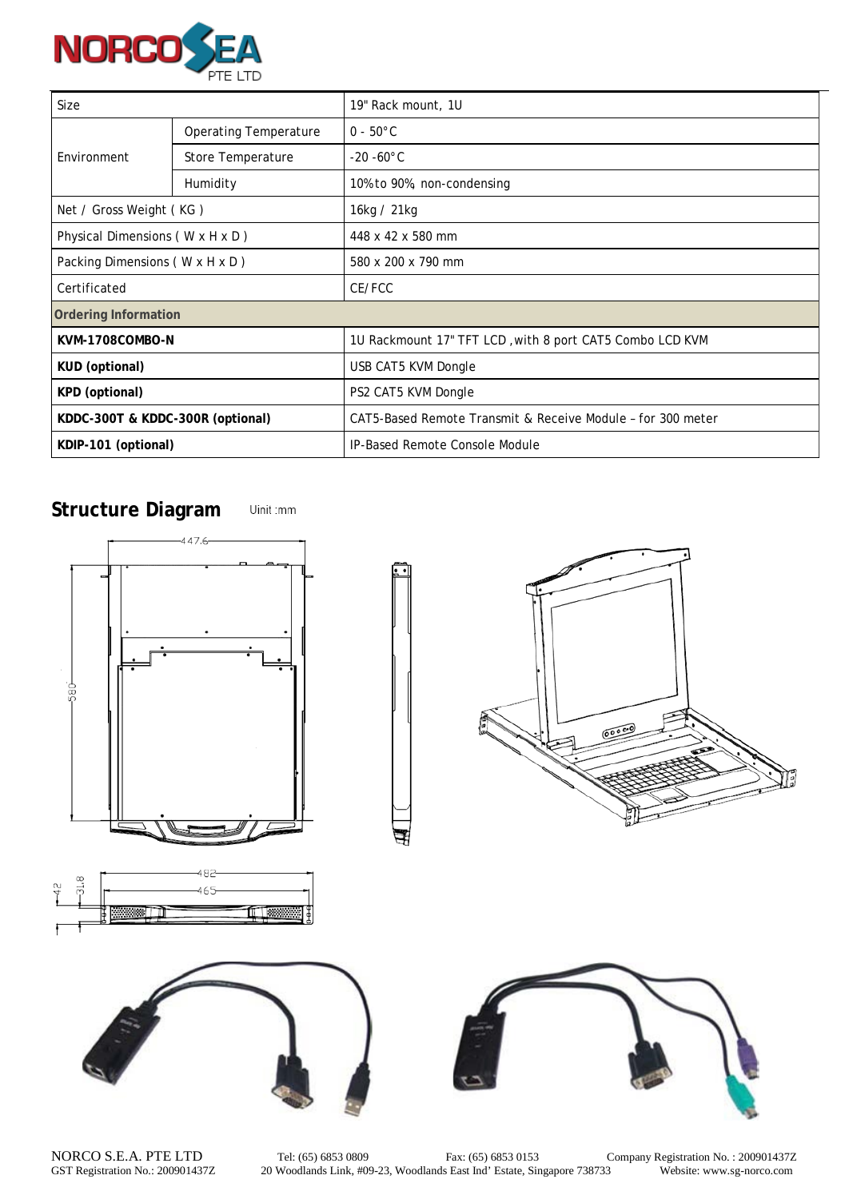| | | |
|---|---|---|
| Size | | 19" Rack mount, 1U |
| Environment | Operating Temperature | 0 - 50°C |
| | Store Temperature | -20 -60°C |
| | Humidity | 10% to 90%, non-condensing |
| Net / Gross Weight ( KG ) | | 16kg / 21kg |
| Physical Dimensions ( W x H x D ) | | 448 x 42 x 580 mm |
| Packing Dimensions ( W x H x D ) | | 580 x 200 x 790 mm |
| Certificated | | CE/FCC |
| **Ordering Information** | | |
| **KVM-1708COMBO-N** | | 1U Rackmount 17" TFT LCD ,with 8 port CAT5 Combo LCD KVM |
| **KUD (optional)** | | USB CAT5 KVM Dongle |
| **KPD (optional)** | | PS2 CAT5 KVM Dongle |
| **KDDC-300T & KDDC-300R (optional)** | | CAT5-Based Remote Transmit & Receive Module – for 300 meter |
| **KDIP-101 (optional)** | | IP-Based Remote Console Module |

## Structure Diagram

Uinit :mm

447.6

580

482

465

42

31.8

NORCO S.E.A. PTE LTD Tel: (65) 6853 0809 Fax: (65) 6853 0153 Company Registration No. : 200901437Z
GST Registration No.: 200901437Z 20 Woodlands Link, #09-23, Woodlands East Ind' Estate, Singapore 738733 Website: www.sg-norco.com